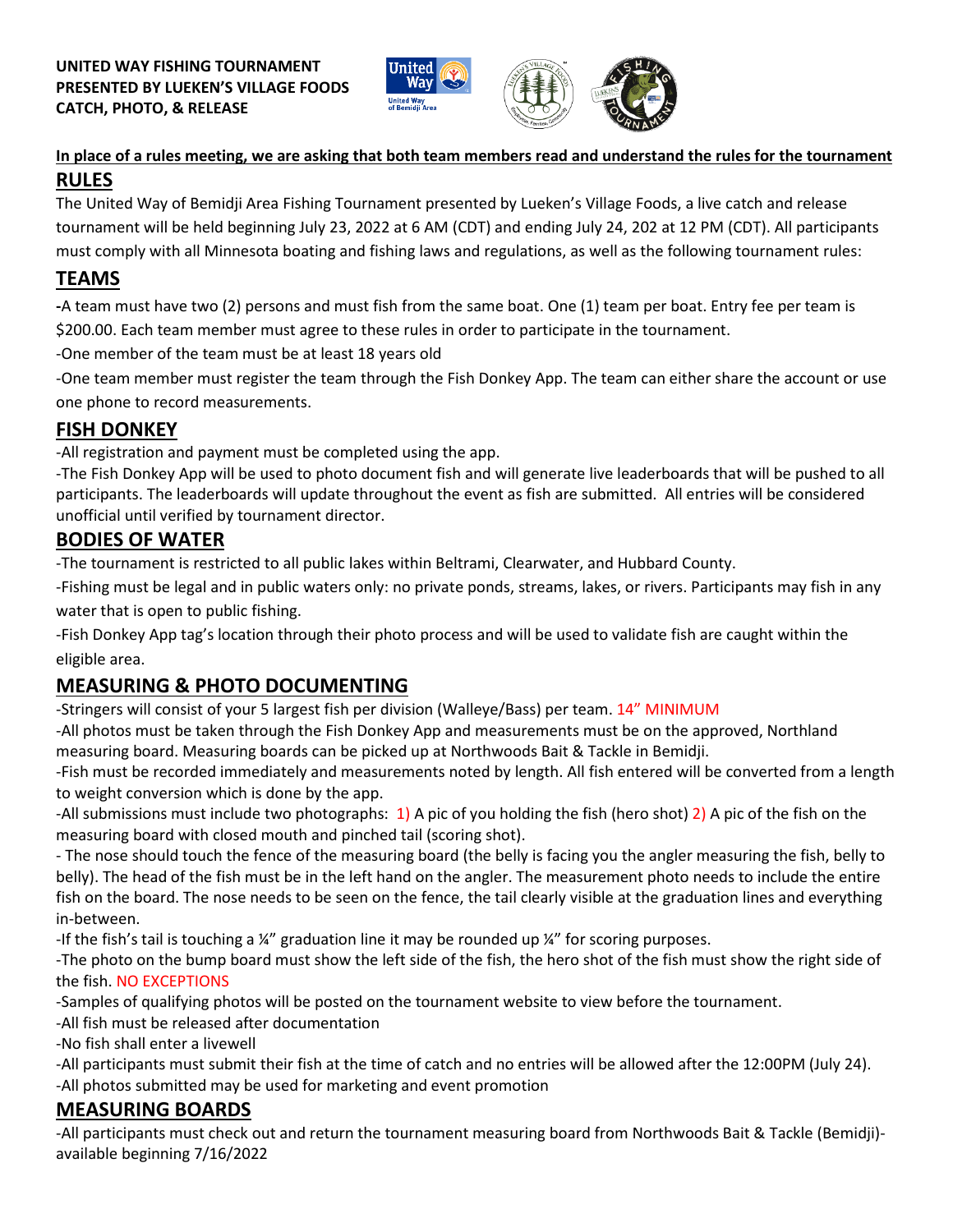**UNITED WAY FISHING TOURNAMENT**
**PRESENTED BY LUEKEN'S VILLAGE FOODS**
**CATCH, PHOTO, & RELEASE**

**In place of a rules meeting, we are asking that both team members read and understand the rules for the tournament**

## RULES

The United Way of Bemidji Area Fishing Tournament presented by Lueken's Village Foods, a live catch and release tournament will be held beginning July 23, 2022 at 6 AM (CDT) and ending July 24, 202 at 12 PM (CDT). All participants must comply with all Minnesota boating and fishing laws and regulations, as well as the following tournament rules:

## TEAMS

-A team must have two (2) persons and must fish from the same boat. One (1) team per boat. Entry fee per team is $200.00. Each team member must agree to these rules in order to participate in the tournament.

-One member of the team must be at least 18 years old

-One team member must register the team through the Fish Donkey App. The team can either share the account or use one phone to record measurements.

## FISH DONKEY

-All registration and payment must be completed using the app.

-The Fish Donkey App will be used to photo document fish and will generate live leaderboards that will be pushed to all participants. The leaderboards will update throughout the event as fish are submitted. All entries will be considered unofficial until verified by tournament director.

## BODIES OF WATER

-The tournament is restricted to all public lakes within Beltrami, Clearwater, and Hubbard County.

-Fishing must be legal and in public waters only: no private ponds, streams, lakes, or rivers. Participants may fish in any water that is open to public fishing.

-Fish Donkey App tag's location through their photo process and will be used to validate fish are caught within the eligible area.

## MEASURING & PHOTO DOCUMENTING

-Stringers will consist of your 5 largest fish per division (Walleye/Bass) per team. 14" MINIMUM

-All photos must be taken through the Fish Donkey App and measurements must be on the approved, Northland measuring board. Measuring boards can be picked up at Northwoods Bait & Tackle in Bemidji.

-Fish must be recorded immediately and measurements noted by length. All fish entered will be converted from a length to weight conversion which is done by the app.

-All submissions must include two photographs: 1) A pic of you holding the fish (hero shot) 2) A pic of the fish on the measuring board with closed mouth and pinched tail (scoring shot).

- The nose should touch the fence of the measuring board (the belly is facing you the angler measuring the fish, belly to belly). The head of the fish must be in the left hand on the angler. The measurement photo needs to include the entire fish on the board. The nose needs to be seen on the fence, the tail clearly visible at the graduation lines and everything in-between.

-If the fish's tail is touching a ¼" graduation line it may be rounded up ¼" for scoring purposes.

-The photo on the bump board must show the left side of the fish, the hero shot of the fish must show the right side of the fish. NO EXCEPTIONS

-Samples of qualifying photos will be posted on the tournament website to view before the tournament.

-All fish must be released after documentation

-No fish shall enter a livewell

-All participants must submit their fish at the time of catch and no entries will be allowed after the 12:00PM (July 24).

-All photos submitted may be used for marketing and event promotion

## MEASURING BOARDS

-All participants must check out and return the tournament measuring board from Northwoods Bait & Tackle (Bemidji)- available beginning 7/16/2022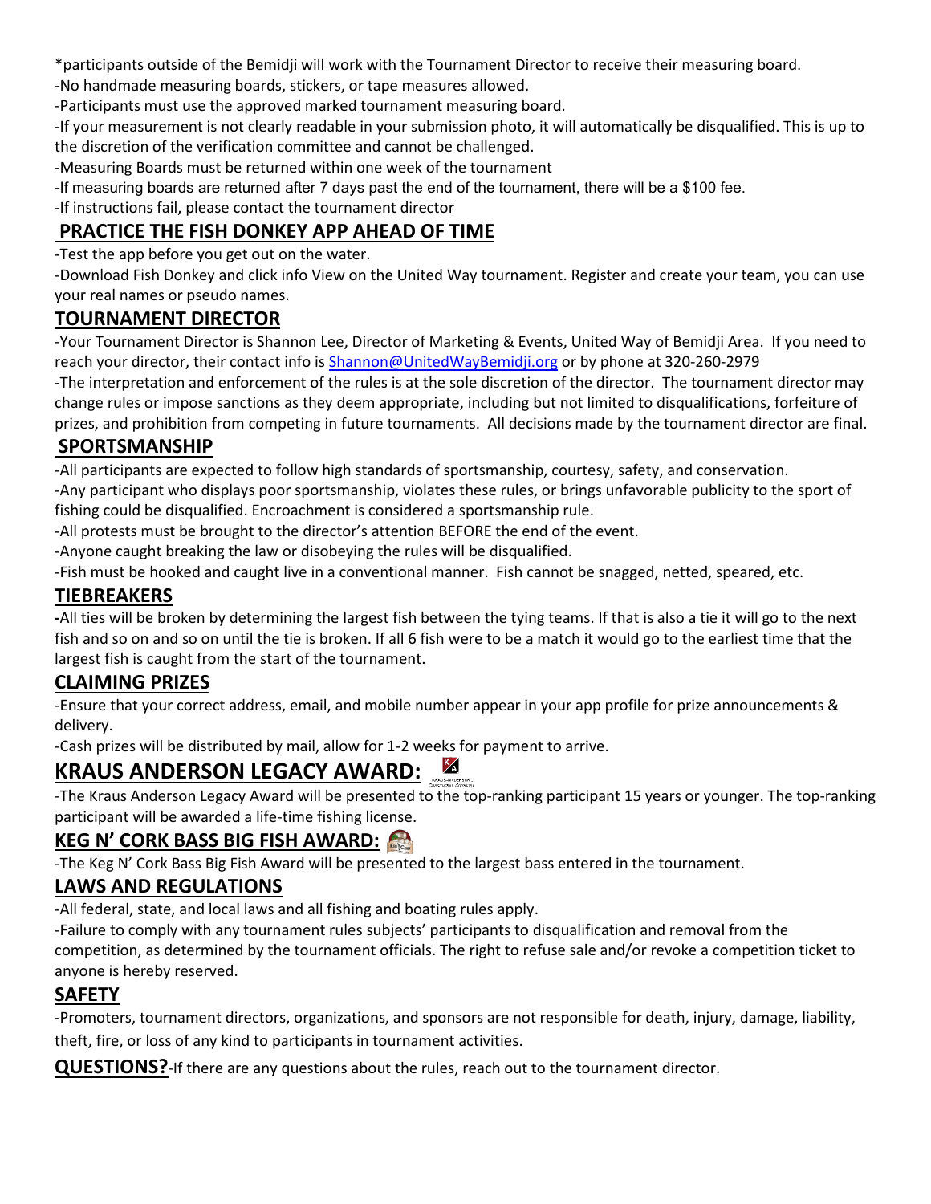*participants outside of the Bemidji will work with the Tournament Director to receive their measuring board.

-No handmade measuring boards, stickers, or tape measures allowed.

-Participants must use the approved marked tournament measuring board.

-If your measurement is not clearly readable in your submission photo, it will automatically be disqualified. This is up to the discretion of the verification committee and cannot be challenged.

-Measuring Boards must be returned within one week of the tournament

-If measuring boards are returned after 7 days past the end of the tournament, there will be a $100 fee.

-If instructions fail, please contact the tournament director

## PRACTICE THE FISH DONKEY APP AHEAD OF TIME

-Test the app before you get out on the water.

-Download Fish Donkey and click info View on the United Way tournament. Register and create your team, you can use your real names or pseudo names.

## TOURNAMENT DIRECTOR

-Your Tournament Director is Shannon Lee, Director of Marketing & Events, United Way of Bemidji Area. If you need to reach your director, their contact info is Shannon@UnitedWayBemidji.org or by phone at 320-260-2979

-The interpretation and enforcement of the rules is at the sole discretion of the director. The tournament director may change rules or impose sanctions as they deem appropriate, including but not limited to disqualifications, forfeiture of prizes, and prohibition from competing in future tournaments. All decisions made by the tournament director are final.

## SPORTSMANSHIP

-All participants are expected to follow high standards of sportsmanship, courtesy, safety, and conservation.

-Any participant who displays poor sportsmanship, violates these rules, or brings unfavorable publicity to the sport of fishing could be disqualified. Encroachment is considered a sportsmanship rule.

-All protests must be brought to the director's attention BEFORE the end of the event.

-Anyone caught breaking the law or disobeying the rules will be disqualified.

-Fish must be hooked and caught live in a conventional manner. Fish cannot be snagged, netted, speared, etc.

## TIEBREAKERS

-All ties will be broken by determining the largest fish between the tying teams. If that is also a tie it will go to the next fish and so on and so on until the tie is broken. If all 6 fish were to be a match it would go to the earliest time that the largest fish is caught from the start of the tournament.

## CLAIMING PRIZES

-Ensure that your correct address, email, and mobile number appear in your app profile for prize announcements & delivery.

-Cash prizes will be distributed by mail, allow for 1-2 weeks for payment to arrive.

## KRAUS ANDERSON LEGACY AWARD:

-The Kraus Anderson Legacy Award will be presented to the top-ranking participant 15 years or younger. The top-ranking participant will be awarded a life-time fishing license.

## KEG N' CORK BASS BIG FISH AWARD:

-The Keg N' Cork Bass Big Fish Award will be presented to the largest bass entered in the tournament.

## LAWS AND REGULATIONS

-All federal, state, and local laws and all fishing and boating rules apply.

-Failure to comply with any tournament rules subjects' participants to disqualification and removal from the competition, as determined by the tournament officials. The right to refuse sale and/or revoke a competition ticket to anyone is hereby reserved.

## SAFETY

-Promoters, tournament directors, organizations, and sponsors are not responsible for death, injury, damage, liability, theft, fire, or loss of any kind to participants in tournament activities.

**QUESTIONS?**-If there are any questions about the rules, reach out to the tournament director.